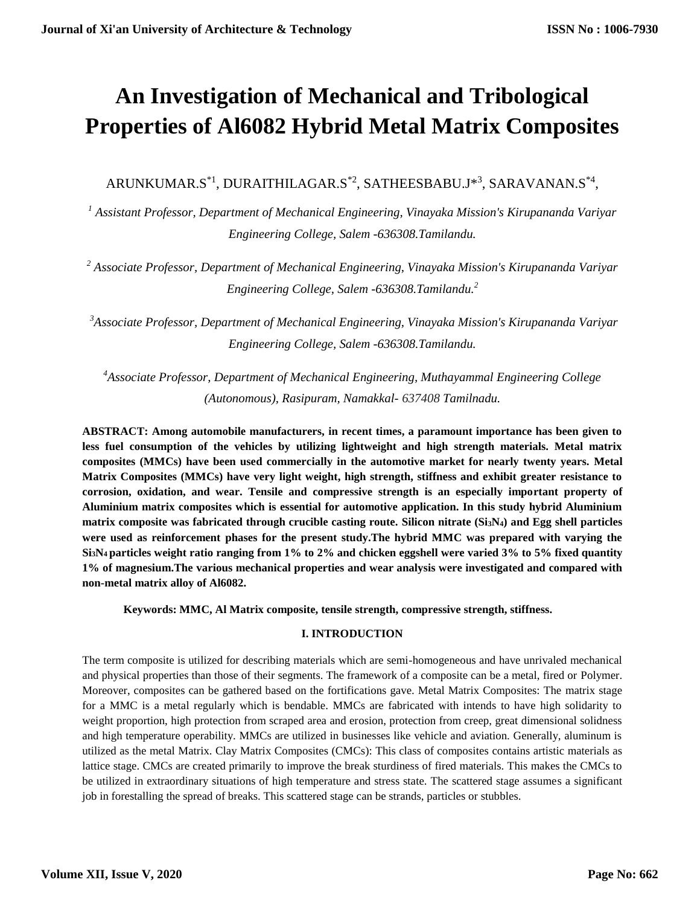# An Investigation of Mechanical and Tribological Properties of Al6082 Hybrid Metal Matrix Composites

ARUNKUMAR.S*[1], DURAITHILAGAR.S*[2], SATHEESBABU.J*[3], SARAVANAN.S*[4],

[1] *Assistant Professor, Department of Mechanical Engineering, Vinayaka Mission's Kirupananda Variyar Engineering College, Salem -636308.Tamilandu.*

[2] *Associate Professor, Department of Mechanical Engineering, Vinayaka Mission's Kirupananda Variyar Engineering College, Salem -636308.Tamilandu.*[2]

[3] *Associate Professor, Department of Mechanical Engineering, Vinayaka Mission's Kirupananda Variyar Engineering College, Salem -636308.Tamilandu.*

[4] *Associate Professor, Department of Mechanical Engineering, Muthayammal Engineering College (Autonomous), Rasipuram, Namakkal- 637408 Tamilnadu.*

**ABSTRACT: Among automobile manufacturers, in recent times, a paramount importance has been given to less fuel consumption of the vehicles by utilizing lightweight and high strength materials. Metal matrix composites (MMCs) have been used commercially in the automotive market for nearly twenty years. Metal Matrix Composites (MMCs) have very light weight, high strength, stiffness and exhibit greater resistance to corrosion, oxidation, and wear. Tensile and compressive strength is an especially important property of Aluminium matrix composites which is essential for automotive application. In this study hybrid Aluminium matrix composite was fabricated through crucible casting route. Silicon nitrate ($Si_3N_4$) and Egg shell particles were used as reinforcement phases for the present study.The hybrid MMC was prepared with varying the $Si_3N_4$ particles weight ratio ranging from 1% to 2% and chicken eggshell were varied 3% to 5% fixed quantity 1% of magnesium.The various mechanical properties and wear analysis were investigated and compared with non-metal matrix alloy of Al6082.**

**Keywords: MMC, Al Matrix composite, tensile strength, compressive strength, stiffness.**

## I. INTRODUCTION

The term composite is utilized for describing materials which are semi-homogeneous and have unrivaled mechanical and physical properties than those of their segments. The framework of a composite can be a metal, fired or Polymer. Moreover, composites can be gathered based on the fortifications gave. Metal Matrix Composites: The matrix stage for a MMC is a metal regularly which is bendable. MMCs are fabricated with intends to have high solidarity to weight proportion, high protection from scraped area and erosion, protection from creep, great dimensional solidness and high temperature operability. MMCs are utilized in businesses like vehicle and aviation. Generally, aluminum is utilized as the metal Matrix. Clay Matrix Composites (CMCs): This class of composites contains artistic materials as lattice stage. CMCs are created primarily to improve the break sturdiness of fired materials. This makes the CMCs to be utilized in extraordinary situations of high temperature and stress state. The scattered stage assumes a significant job in forestalling the spread of breaks. This scattered stage can be strands, particles or stubbles.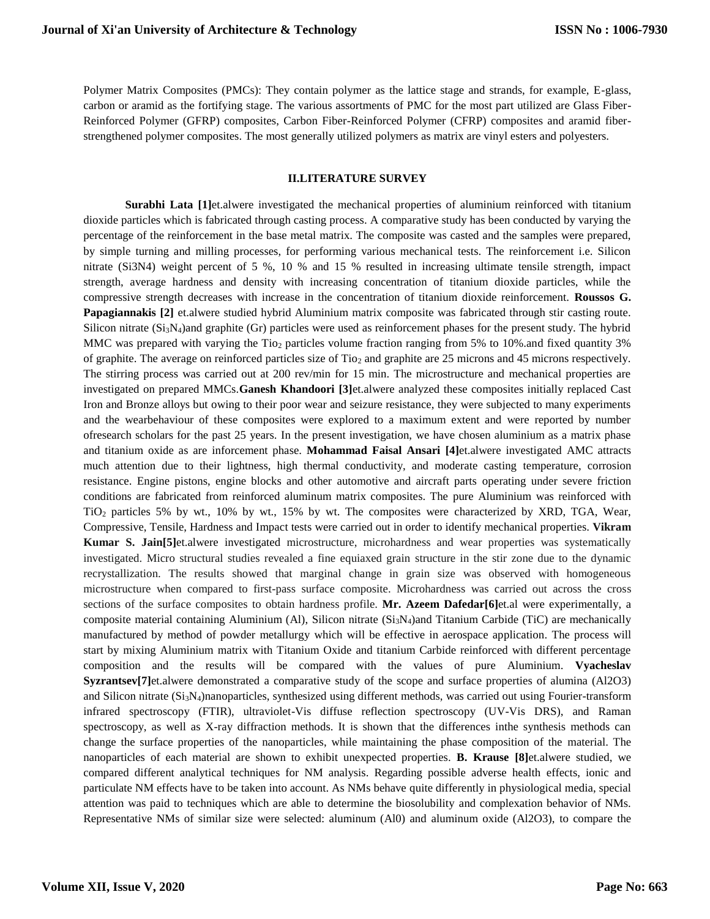Polymer Matrix Composites (PMCs): They contain polymer as the lattice stage and strands, for example, E-glass, carbon or aramid as the fortifying stage. The various assortments of PMC for the most part utilized are Glass Fiber-Reinforced Polymer (GFRP) composites, Carbon Fiber-Reinforced Polymer (CFRP) composites and aramid fiber-strengthened polymer composites. The most generally utilized polymers as matrix are vinyl esters and polyesters.

## II.LITERATURE SURVEY

**Surabhi Lata [1]**et.alwere investigated the mechanical properties of aluminium reinforced with titanium dioxide particles which is fabricated through casting process. A comparative study has been conducted by varying the percentage of the reinforcement in the base metal matrix. The composite was casted and the samples were prepared, by simple turning and milling processes, for performing various mechanical tests. The reinforcement i.e. Silicon nitrate (Si3N4) weight percent of 5 %, 10 % and 15 % resulted in increasing ultimate tensile strength, impact strength, average hardness and density with increasing concentration of titanium dioxide particles, while the compressive strength decreases with increase in the concentration of titanium dioxide reinforcement. **Roussos G. Papagiannakis [2]** et.alwere studied hybrid Aluminium matrix composite was fabricated through stir casting route. Silicon nitrate ($Si_3N_4$)and graphite (Gr) particles were used as reinforcement phases for the present study. The hybrid MMC was prepared with varying the $Tio_2$ particles volume fraction ranging from 5% to 10%.and fixed quantity 3% of graphite. The average on reinforced particles size of $Tio_2$ and graphite are 25 microns and 45 microns respectively. The stirring process was carried out at 200 rev/min for 15 min. The microstructure and mechanical properties are investigated on prepared MMCs.**Ganesh Khandoori [3]**et.alwere analyzed these composites initially replaced Cast Iron and Bronze alloys but owing to their poor wear and seizure resistance, they were subjected to many experiments and the wearbehaviour of these composites were explored to a maximum extent and were reported by number ofresearch scholars for the past 25 years. In the present investigation, we have chosen aluminium as a matrix phase and titanium oxide as are inforcement phase. **Mohammad Faisal Ansari [4]**et.alwere investigated AMC attracts much attention due to their lightness, high thermal conductivity, and moderate casting temperature, corrosion resistance. Engine pistons, engine blocks and other automotive and aircraft parts operating under severe friction conditions are fabricated from reinforced aluminum matrix composites. The pure Aluminium was reinforced with $TiO_2$ particles 5% by wt., 10% by wt., 15% by wt. The composites were characterized by XRD, TGA, Wear, Compressive, Tensile, Hardness and Impact tests were carried out in order to identify mechanical properties. **Vikram Kumar S. Jain[5]**et.alwere investigated microstructure, microhardness and wear properties was systematically investigated. Micro structural studies revealed a fine equiaxed grain structure in the stir zone due to the dynamic recrystallization. The results showed that marginal change in grain size was observed with homogeneous microstructure when compared to first-pass surface composite. Microhardness was carried out across the cross sections of the surface composites to obtain hardness profile. **Mr. Azeem Dafedar[6]**et.al were experimentally, a composite material containing Aluminium (Al), Silicon nitrate ($Si_3N_4$)and Titanium Carbide (TiC) are mechanically manufactured by method of powder metallurgy which will be effective in aerospace application. The process will start by mixing Aluminium matrix with Titanium Oxide and titanium Carbide reinforced with different percentage composition and the results will be compared with the values of pure Aluminium. **Vyacheslav Syzrantsev[7]**et.alwere demonstrated a comparative study of the scope and surface properties of alumina (Al2O3) and Silicon nitrate ($Si_3N_4$)nanoparticles, synthesized using different methods, was carried out using Fourier-transform infrared spectroscopy (FTIR), ultraviolet-Vis diffuse reflection spectroscopy (UV-Vis DRS), and Raman spectroscopy, as well as X-ray diffraction methods. It is shown that the differences inthe synthesis methods can change the surface properties of the nanoparticles, while maintaining the phase composition of the material. The nanoparticles of each material are shown to exhibit unexpected properties. **B. Krause [8]**et.alwere studied, we compared different analytical techniques for NM analysis. Regarding possible adverse health effects, ionic and particulate NM effects have to be taken into account. As NMs behave quite differently in physiological media, special attention was paid to techniques which are able to determine the biosolubility and complexation behavior of NMs. Representative NMs of similar size were selected: aluminum (Al0) and aluminum oxide (Al2O3), to compare the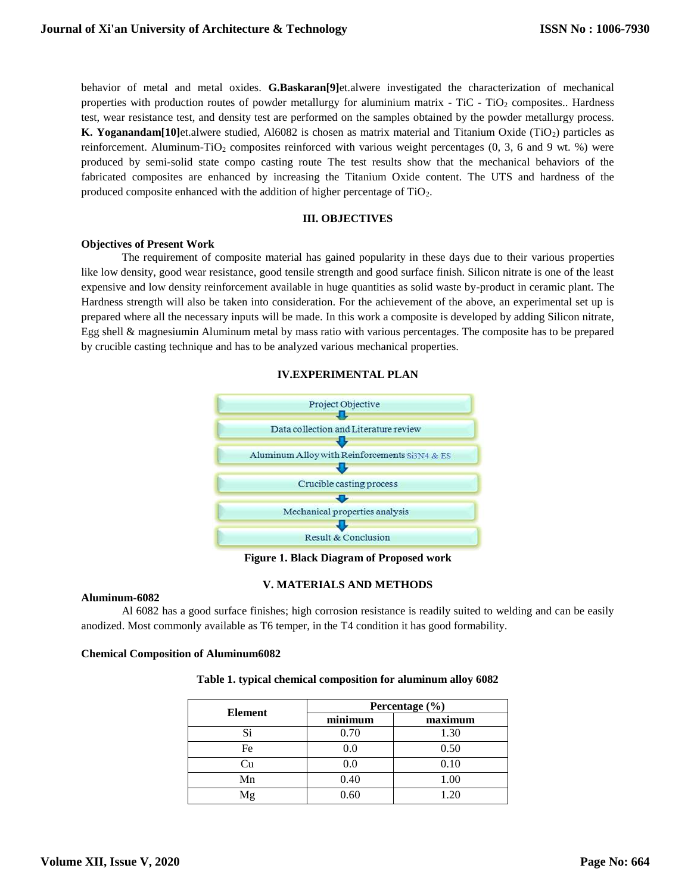behavior of metal and metal oxides. **G.Baskaran[9]**et.alwere investigated the characterization of mechanical properties with production routes of powder metallurgy for aluminium matrix - TiC - $TiO_2$ composites.. Hardness test, wear resistance test, and density test are performed on the samples obtained by the powder metallurgy process. **K. Yoganandam[10]**et.alwere studied, Al6082 is chosen as matrix material and Titanium Oxide ($TiO_2$) particles as reinforcement. Aluminum-$TiO_2$ composites reinforced with various weight percentages (0, 3, 6 and 9 wt. %) were produced by semi-solid state compo casting route The test results show that the mechanical behaviors of the fabricated composites are enhanced by increasing the Titanium Oxide content. The UTS and hardness of the produced composite enhanced with the addition of higher percentage of $TiO_2$.

## III. OBJECTIVES

**Objectives of Present Work**

The requirement of composite material has gained popularity in these days due to their various properties like low density, good wear resistance, good tensile strength and good surface finish. Silicon nitrate is one of the least expensive and low density reinforcement available in huge quantities as solid waste by-product in ceramic plant. The Hardness strength will also be taken into consideration. For the achievement of the above, an experimental set up is prepared where all the necessary inputs will be made. In this work a composite is developed by adding Silicon nitrate, Egg shell & magnesiumin Aluminum metal by mass ratio with various percentages. The composite has to be prepared by crucible casting technique and has to be analyzed various mechanical properties.

## IV.EXPERIMENTAL PLAN

Project Objective
↓
Data collection and Literature review
↓
Aluminum Alloy with Reinforcements $Si_3N_4$ & ES
↓
Crucible casting process
↓
Mechanical properties analysis
↓
Result & Conclusion

**Figure 1. Black Diagram of Proposed work**

## V. MATERIALS AND METHODS

**Aluminum-6082**

Al 6082 has a good surface finishes; high corrosion resistance is readily suited to welding and can be easily anodized. Most commonly available as T6 temper, in the T4 condition it has good formability.

**Chemical Composition of Aluminum6082**

**Table 1. typical chemical composition for aluminum alloy 6082**

| Element | Percentage (%) | |
|---|---|---|
| | minimum | maximum |
| Si | 0.70 | 1.30 |
| Fe | 0.0 | 0.50 |
| Cu | 0.0 | 0.10 |
| Mn | 0.40 | 1.00 |
| Mg | 0.60 | 1.20 |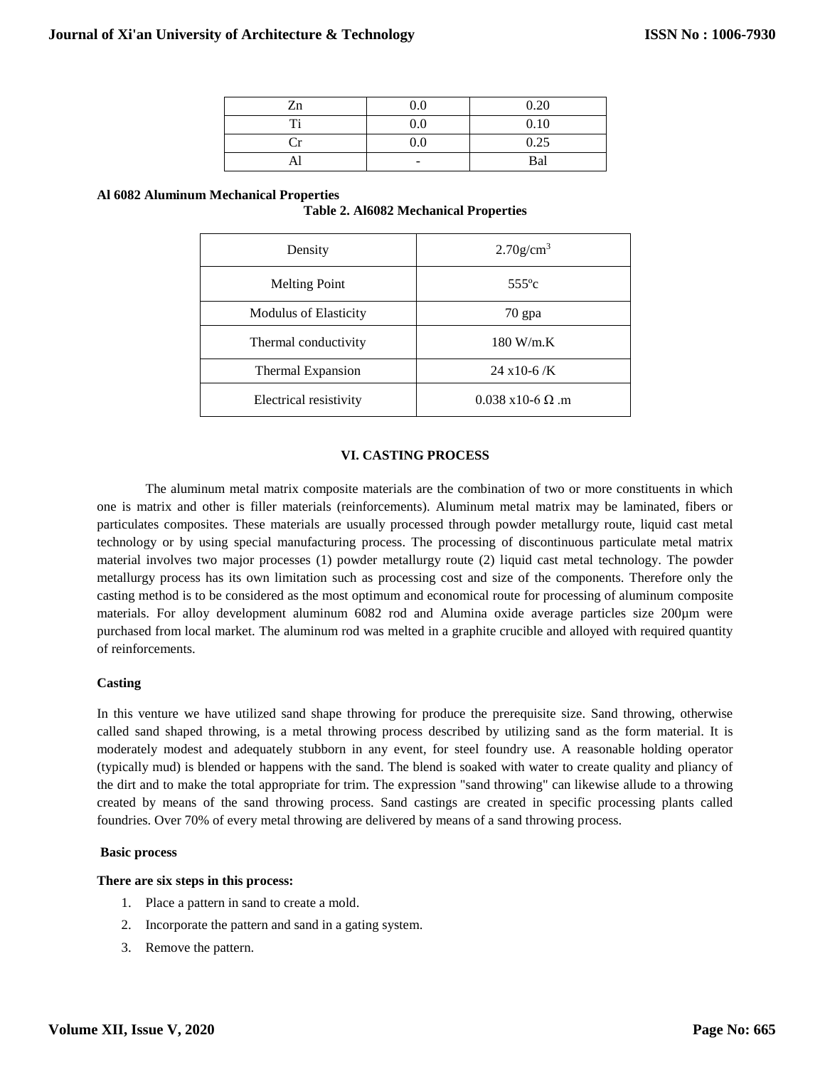| Zn | 0.0 | 0.20 |
|---|---|---|
| Ti | 0.0 | 0.10 |
| Cr | 0.0 | 0.25 |
| Al | - | Bal |

**Al 6082 Aluminum Mechanical Properties**

**Table 2. Al6082 Mechanical Properties**

| Density | 2.70g/cm$^3$ |
|---|---|
| Melting Point | 555ºc |
| Modulus of Elasticity | 70 gpa |
| Thermal conductivity | 180 W/m.K |
| Thermal Expansion | 24 x10-6 /K |
| Electrical resistivity | 0.038 x10-6 Ω .m |

## VI. CASTING PROCESS

The aluminum metal matrix composite materials are the combination of two or more constituents in which one is matrix and other is filler materials (reinforcements). Aluminum metal matrix may be laminated, fibers or particulates composites. These materials are usually processed through powder metallurgy route, liquid cast metal technology or by using special manufacturing process. The processing of discontinuous particulate metal matrix material involves two major processes (1) powder metallurgy route (2) liquid cast metal technology. The powder metallurgy process has its own limitation such as processing cost and size of the components. Therefore only the casting method is to be considered as the most optimum and economical route for processing of aluminum composite materials. For alloy development aluminum 6082 rod and Alumina oxide average particles size 200µm were purchased from local market. The aluminum rod was melted in a graphite crucible and alloyed with required quantity of reinforcements.

**Casting**

In this venture we have utilized sand shape throwing for produce the prerequisite size. Sand throwing, otherwise called sand shaped throwing, is a metal throwing process described by utilizing sand as the form material. It is moderately modest and adequately stubborn in any event, for steel foundry use. A reasonable holding operator (typically mud) is blended or happens with the sand. The blend is soaked with water to create quality and pliancy of the dirt and to make the total appropriate for trim. The expression "sand throwing" can likewise allude to a throwing created by means of the sand throwing process. Sand castings are created in specific processing plants called foundries. Over 70% of every metal throwing are delivered by means of a sand throwing process.

**Basic process**

**There are six steps in this process:**

1. Place a pattern in sand to create a mold.
2. Incorporate the pattern and sand in a gating system.
3. Remove the pattern.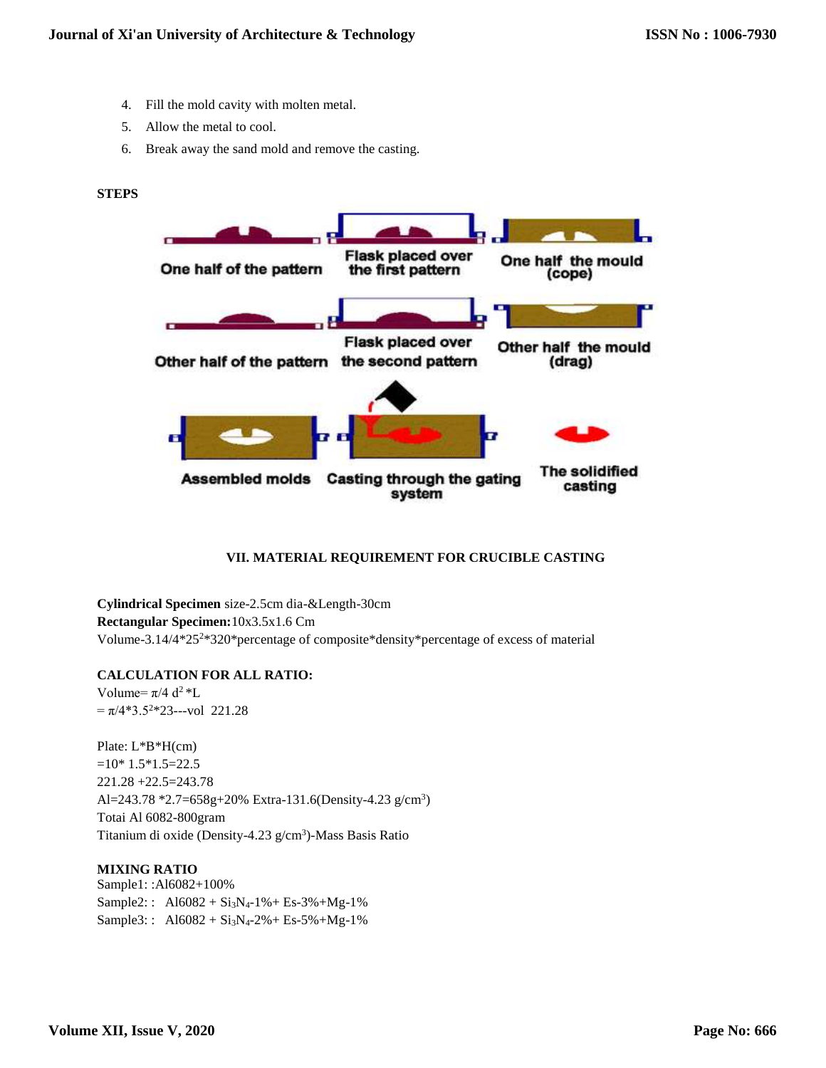4. Fill the mold cavity with molten metal.
5. Allow the metal to cool.
6. Break away the sand mold and remove the casting.

**STEPS**

One half of the pattern — Flask placed over the first pattern — One half the mould (cope)

Other half of the pattern — Flask placed over the second pattern — Other half the mould (drag)

Assembled molds — Casting through the gating system — The solidified casting

## VII. MATERIAL REQUIREMENT FOR CRUCIBLE CASTING

**Cylindrical Specimen** size-2.5cm dia-&Length-30cm
**Rectangular Specimen:** 10x3.5x1.6 Cm
Volume-3.14/4*$25^2$*320*percentage of composite*density*percentage of excess of material

**CALCULATION FOR ALL RATIO:**
Volume= $\pi/4\ d^2$*L
= $\pi/4$*$3.5^2$*23---vol 221.28

Plate: L*B*H(cm)
=10* 1.5*1.5=22.5
221.28 +22.5=243.78
Al=243.78 *2.7=658g+20% Extra-131.6(Density-4.23 g/$cm^3$)
Totai Al 6082-800gram
Titanium di oxide (Density-4.23 g/$cm^3$)-Mass Basis Ratio

**MIXING RATIO**
Sample1: :Al6082+100%
Sample2: : Al6082 + $Si_3N_4$-1%+ Es-3%+Mg-1%
Sample3: : Al6082 + $Si_3N_4$-2%+ Es-5%+Mg-1%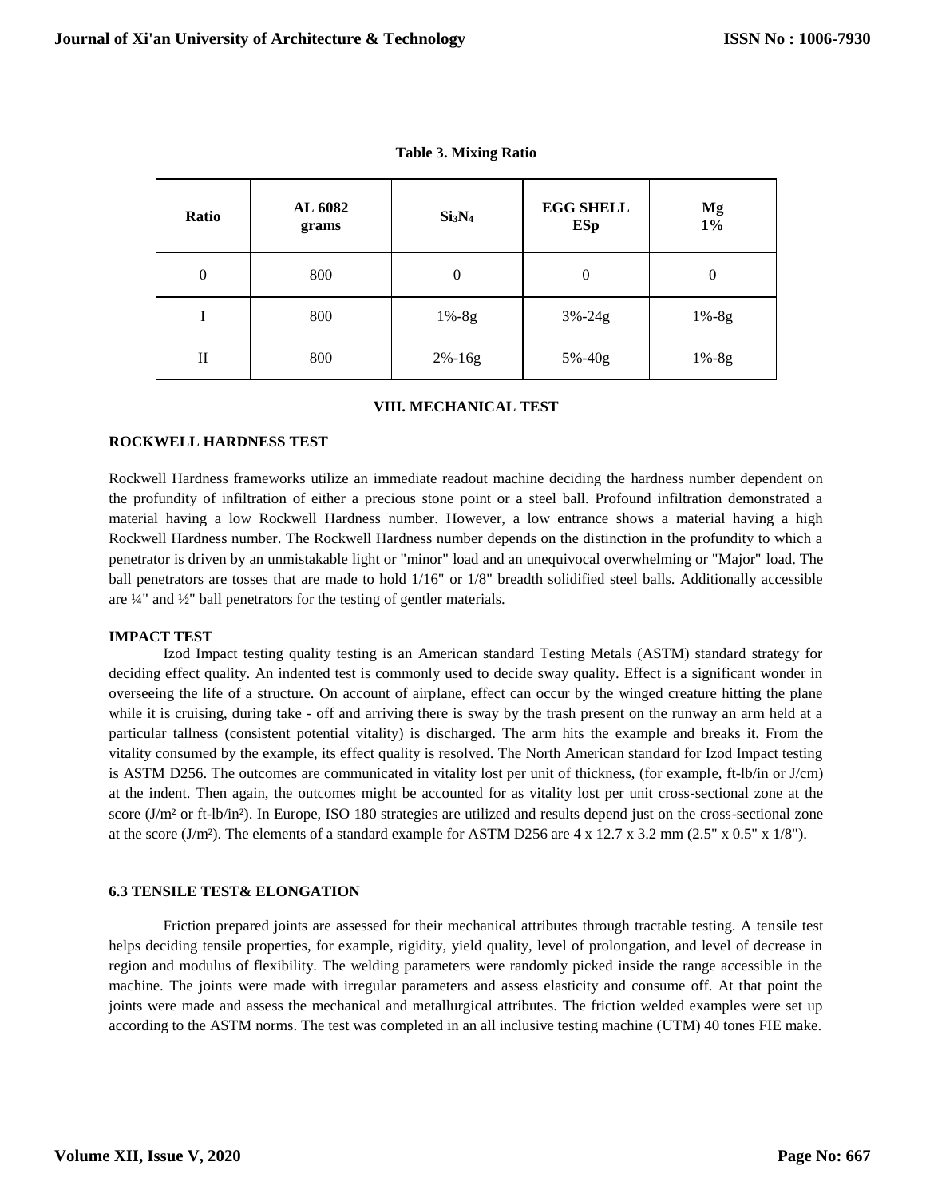**Table 3. Mixing Ratio**

| Ratio | AL 6082 grams | $Si_3N_4$ | EGG SHELL ESp | Mg 1% |
|---|---|---|---|---|
| 0 | 800 | 0 | 0 | 0 |
| I | 800 | 1%-8g | 3%-24g | 1%-8g |
| II | 800 | 2%-16g | 5%-40g | 1%-8g |

## VIII. MECHANICAL TEST

### ROCKWELL HARDNESS TEST

Rockwell Hardness frameworks utilize an immediate readout machine deciding the hardness number dependent on the profundity of infiltration of either a precious stone point or a steel ball. Profound infiltration demonstrated a material having a low Rockwell Hardness number. However, a low entrance shows a material having a high Rockwell Hardness number. The Rockwell Hardness number depends on the distinction in the profundity to which a penetrator is driven by an unmistakable light or "minor" load and an unequivocal overwhelming or "Major" load. The ball penetrators are tosses that are made to hold 1/16" or 1/8" breadth solidified steel balls. Additionally accessible are ¼" and ½" ball penetrators for the testing of gentler materials.

### IMPACT TEST

Izod Impact testing quality testing is an American standard Testing Metals (ASTM) standard strategy for deciding effect quality. An indented test is commonly used to decide sway quality. Effect is a significant wonder in overseeing the life of a structure. On account of airplane, effect can occur by the winged creature hitting the plane while it is cruising, during take - off and arriving there is sway by the trash present on the runway an arm held at a particular tallness (consistent potential vitality) is discharged. The arm hits the example and breaks it. From the vitality consumed by the example, its effect quality is resolved. The North American standard for Izod Impact testing is ASTM D256. The outcomes are communicated in vitality lost per unit of thickness, (for example, ft-lb/in or J/cm) at the indent. Then again, the outcomes might be accounted for as vitality lost per unit cross-sectional zone at the score ($J/m^2$ or ft-lb/$in^2$). In Europe, ISO 180 strategies are utilized and results depend just on the cross-sectional zone at the score ($J/m^2$). The elements of a standard example for ASTM D256 are 4 x 12.7 x 3.2 mm (2.5" x 0.5" x 1/8").

### 6.3 TENSILE TEST& ELONGATION

Friction prepared joints are assessed for their mechanical attributes through tractable testing. A tensile test helps deciding tensile properties, for example, rigidity, yield quality, level of prolongation, and level of decrease in region and modulus of flexibility. The welding parameters were randomly picked inside the range accessible in the machine. The joints were made with irregular parameters and assess elasticity and consume off. At that point the joints were made and assess the mechanical and metallurgical attributes. The friction welded examples were set up according to the ASTM norms. The test was completed in an all inclusive testing machine (UTM) 40 tones FIE make.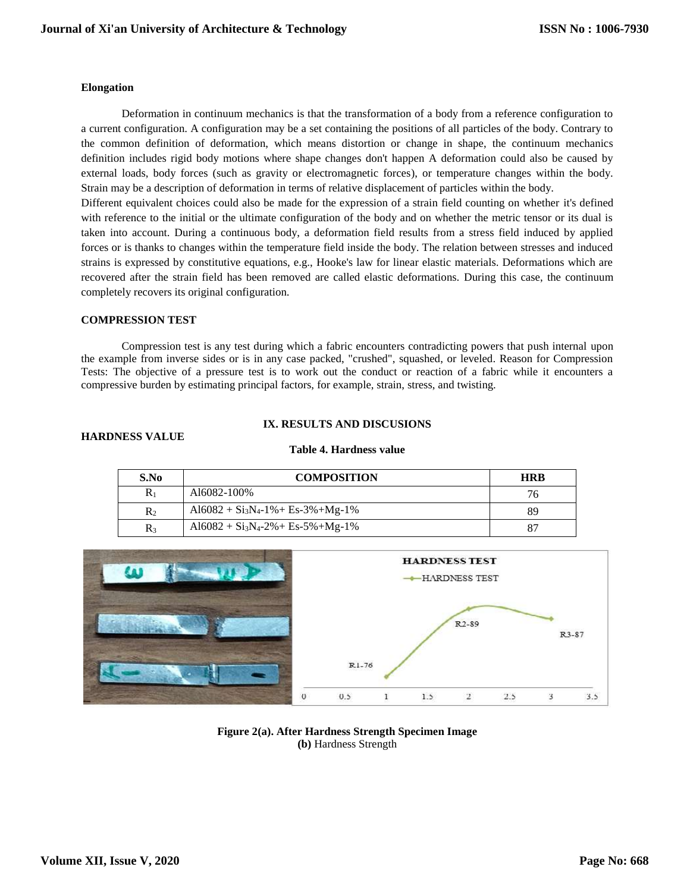**Elongation**

Deformation in continuum mechanics is that the transformation of a body from a reference configuration to a current configuration. A configuration may be a set containing the positions of all particles of the body. Contrary to the common definition of deformation, which means distortion or change in shape, the continuum mechanics definition includes rigid body motions where shape changes don't happen A deformation could also be caused by external loads, body forces (such as gravity or electromagnetic forces), or temperature changes within the body. Strain may be a description of deformation in terms of relative displacement of particles within the body.

Different equivalent choices could also be made for the expression of a strain field counting on whether it's defined with reference to the initial or the ultimate configuration of the body and on whether the metric tensor or its dual is taken into account. During a continuous body, a deformation field results from a stress field induced by applied forces or is thanks to changes within the temperature field inside the body. The relation between stresses and induced strains is expressed by constitutive equations, e.g., Hooke's law for linear elastic materials. Deformations which are recovered after the strain field has been removed are called elastic deformations. During this case, the continuum completely recovers its original configuration.

**COMPRESSION TEST**

Compression test is any test during which a fabric encounters contradicting powers that push internal upon the example from inverse sides or is in any case packed, "crushed", squashed, or leveled. Reason for Compression Tests: The objective of a pressure test is to work out the conduct or reaction of a fabric while it encounters a compressive burden by estimating principal factors, for example, strain, stress, and twisting.

## IX. RESULTS AND DISCUSIONS

**HARDNESS VALUE**

**Table 4. Hardness value**

| S.No | COMPOSITION | HRB |
|---|---|---|
| $R_1$ | Al6082-100% | 76 |
| $R_2$ | Al6082 + $Si_3N_4$-1%+ Es-3%+Mg-1% | 89 |
| $R_3$ | Al6082 + $Si_3N_4$-2%+ Es-5%+Mg-1% | 87 |

**Figure 2(a). After Hardness Strength Specimen Image**
**(b)** Hardness Strength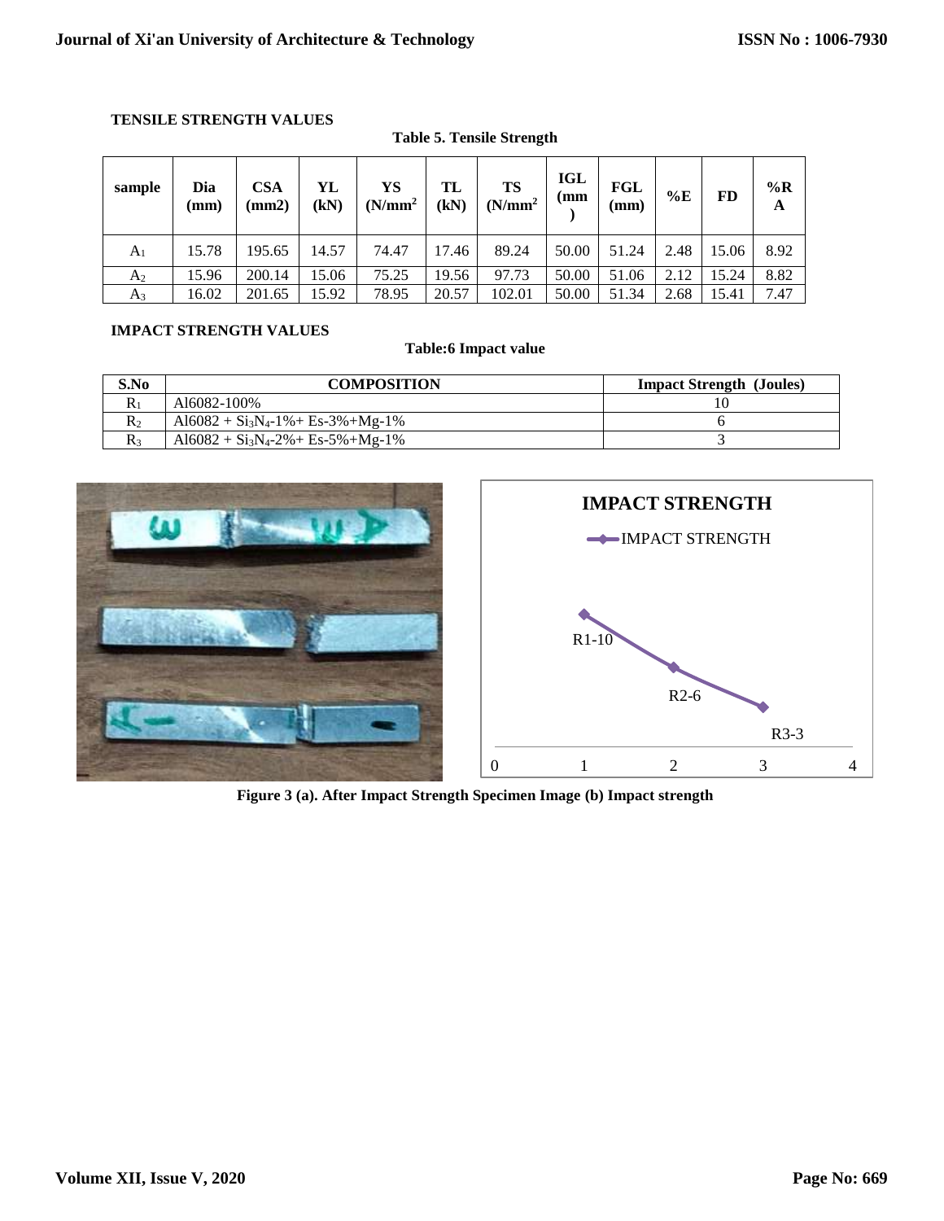**TENSILE STRENGTH VALUES**

**Table 5. Tensile Strength**

| sample | Dia (mm) | CSA (mm2) | YL (kN) | YS ($N/mm^2$) | TL (kN) | TS ($N/mm^2$) | IGL (mm) | FGL (mm) | %E | FD | %RA |
|---|---|---|---|---|---|---|---|---|---|---|---|
| $A_1$ | 15.78 | 195.65 | 14.57 | 74.47 | 17.46 | 89.24 | 50.00 | 51.24 | 2.48 | 15.06 | 8.92 |
| $A_2$ | 15.96 | 200.14 | 15.06 | 75.25 | 19.56 | 97.73 | 50.00 | 51.06 | 2.12 | 15.24 | 8.82 |
| $A_3$ | 16.02 | 201.65 | 15.92 | 78.95 | 20.57 | 102.01 | 50.00 | 51.34 | 2.68 | 15.41 | 7.47 |

**IMPACT STRENGTH VALUES**

**Table:6 Impact value**

| S.No | COMPOSITION | Impact Strength (Joules) |
|---|---|---|
| $R_1$ | Al6082-100% | 10 |
| $R_2$ | Al6082 + $Si_3N_4$-1%+ Es-3%+Mg-1% | 6 |
| $R_3$ | Al6082 + $Si_3N_4$-2%+ Es-5%+Mg-1% | 3 |

**Figure 3 (a). After Impact Strength Specimen Image (b) Impact strength**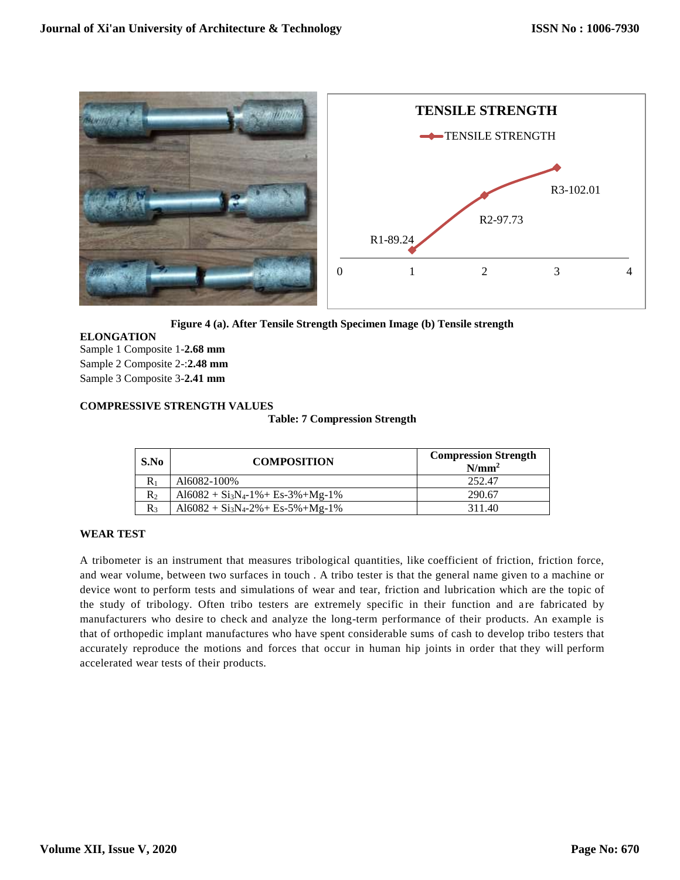Figure 4 (a). After Tensile Strength Specimen Image (b) Tensile strength

**ELONGATION**

Sample 1 Composite 1-**2.68 mm**

Sample 2 Composite 2-:**2.48 mm**

Sample 3 Composite 3-**2.41 mm**

**COMPRESSIVE STRENGTH VALUES**

**Table: 7 Compression Strength**

| S.No | COMPOSITION | Compression Strength $N/mm^2$ |
|---|---|---|
| $R_1$ | Al6082-100% | 252.47 |
| $R_2$ | Al6082 + $Si_3N_4$-1%+ Es-3%+Mg-1% | 290.67 |
| $R_3$ | Al6082 + $Si_3N_4$-2%+ Es-5%+Mg-1% | 311.40 |

**WEAR TEST**

A tribometer is an instrument that measures tribological quantities, like coefficient of friction, friction force, and wear volume, between two surfaces in touch . A tribo tester is that the general name given to a machine or device wont to perform tests and simulations of wear and tear, friction and lubrication which are the topic of the study of tribology. Often tribo testers are extremely specific in their function and are fabricated by manufacturers who desire to check and analyze the long-term performance of their products. An example is that of orthopedic implant manufactures who have spent considerable sums of cash to develop tribo testers that accurately reproduce the motions and forces that occur in human hip joints in order that they will perform accelerated wear tests of their products.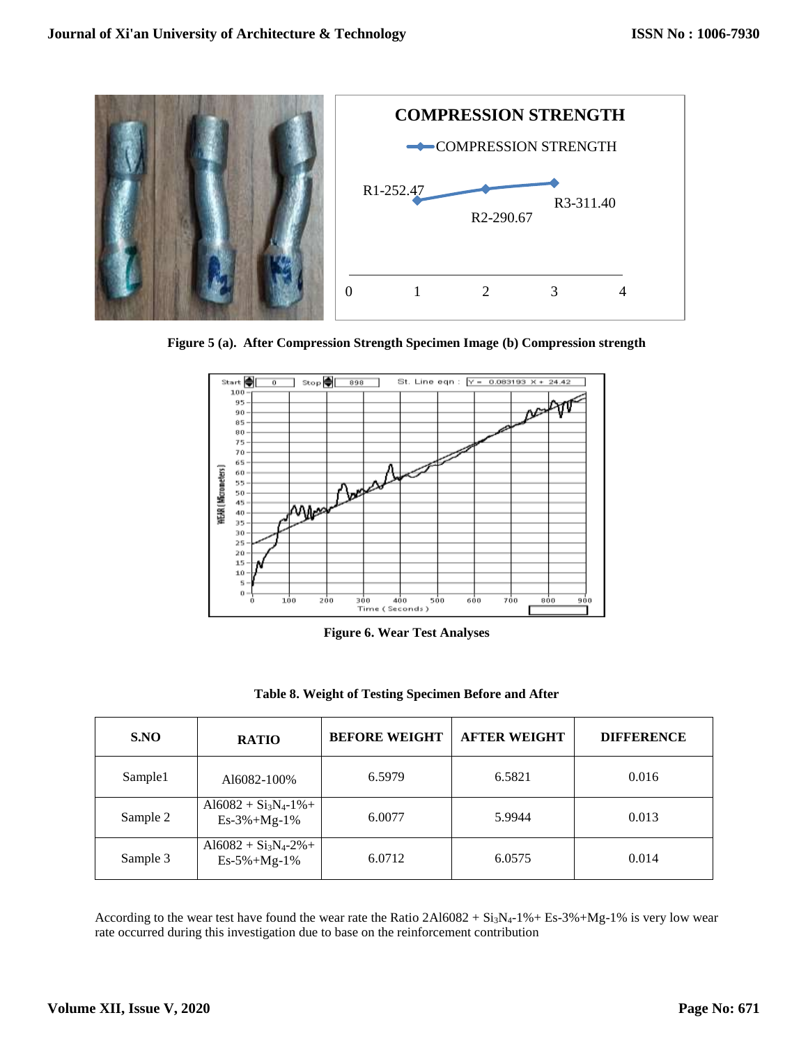**Figure 5 (a). After Compression Strength Specimen Image (b) Compression strength**

**Figure 6. Wear Test Analyses**

**Table 8. Weight of Testing Specimen Before and After**

| S.NO | RATIO | BEFORE WEIGHT | AFTER WEIGHT | DIFFERENCE |
|---|---|---|---|---|
| Sample1 | Al6082-100% | 6.5979 | 6.5821 | 0.016 |
| Sample 2 | Al6082 + $Si_3N_4$-1%+ Es-3%+Mg-1% | 6.0077 | 5.9944 | 0.013 |
| Sample 3 | Al6082 + $Si_3N_4$-2%+ Es-5%+Mg-1% | 6.0712 | 6.0575 | 0.014 |

According to the wear test have found the wear rate the Ratio 2Al6082 + $Si_3N_4$-1%+ Es-3%+Mg-1% is very low wear rate occurred during this investigation due to base on the reinforcement contribution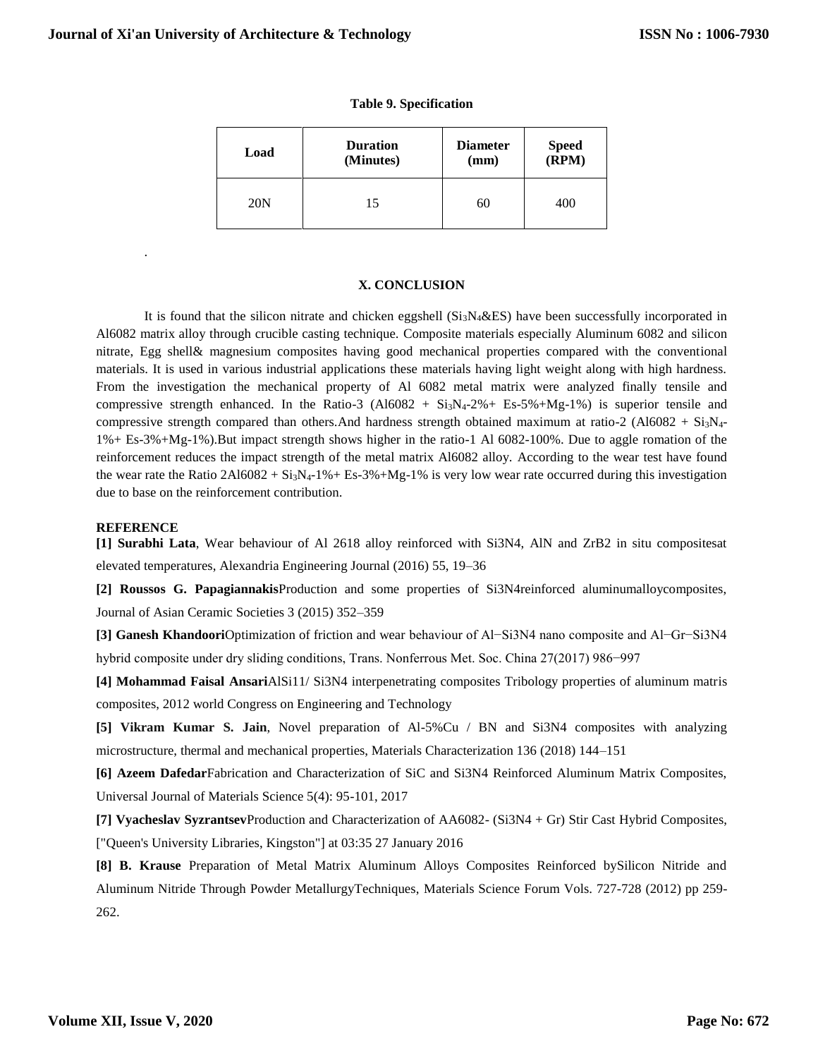**Table 9. Specification**

| Load | Duration (Minutes) | Diameter (mm) | Speed (RPM) |
| --- | --- | --- | --- |
| 20N | 15 | 60 | 400 |

.

## X. CONCLUSION

It is found that the silicon nitrate and chicken eggshell ($Si_3N_4$&ES) have been successfully incorporated in Al6082 matrix alloy through crucible casting technique. Composite materials especially Aluminum 6082 and silicon nitrate, Egg shell& magnesium composites having good mechanical properties compared with the conventional materials. It is used in various industrial applications these materials having light weight along with high hardness. From the investigation the mechanical property of Al 6082 metal matrix were analyzed finally tensile and compressive strength enhanced. In the Ratio-3 (Al6082 + $Si_3N_4$-2%+ Es-5%+Mg-1%) is superior tensile and compressive strength compared than others.And hardness strength obtained maximum at ratio-2 (Al6082 + $Si_3N_4$-1%+ Es-3%+Mg-1%).But impact strength shows higher in the ratio-1 Al 6082-100%. Due to aggle romation of the reinforcement reduces the impact strength of the metal matrix Al6082 alloy. According to the wear test have found the wear rate the Ratio 2Al6082 + $Si_3N_4$-1%+ Es-3%+Mg-1% is very low wear rate occurred during this investigation due to base on the reinforcement contribution.

**REFERENCE**

**[1] Surabhi Lata**, Wear behaviour of Al 2618 alloy reinforced with Si3N4, AlN and ZrB2 in situ compositesat elevated temperatures, Alexandria Engineering Journal (2016) 55, 19–36

**[2] Roussos G. Papagiannakis**Production and some properties of Si3N4reinforced aluminumalloycomposites, Journal of Asian Ceramic Societies 3 (2015) 352–359

**[3] Ganesh Khandoori**Optimization of friction and wear behaviour of Al−Si3N4 nano composite and Al−Gr−Si3N4 hybrid composite under dry sliding conditions, Trans. Nonferrous Met. Soc. China 27(2017) 986−997

**[4] Mohammad Faisal Ansari**AlSi11/ Si3N4 interpenetrating composites Tribology properties of aluminum matris composites, 2012 world Congress on Engineering and Technology

**[5] Vikram Kumar S. Jain**, Novel preparation of Al-5%Cu / BN and Si3N4 composites with analyzing microstructure, thermal and mechanical properties, Materials Characterization 136 (2018) 144–151

**[6] Azeem Dafedar**Fabrication and Characterization of SiC and Si3N4 Reinforced Aluminum Matrix Composites, Universal Journal of Materials Science 5(4): 95-101, 2017

**[7] Vyacheslav Syzrantsev**Production and Characterization of AA6082- (Si3N4 + Gr) Stir Cast Hybrid Composites, ["Queen's University Libraries, Kingston"] at 03:35 27 January 2016

**[8] B. Krause** Preparation of Metal Matrix Aluminum Alloys Composites Reinforced bySilicon Nitride and Aluminum Nitride Through Powder MetallurgyTechniques, Materials Science Forum Vols. 727-728 (2012) pp 259-262.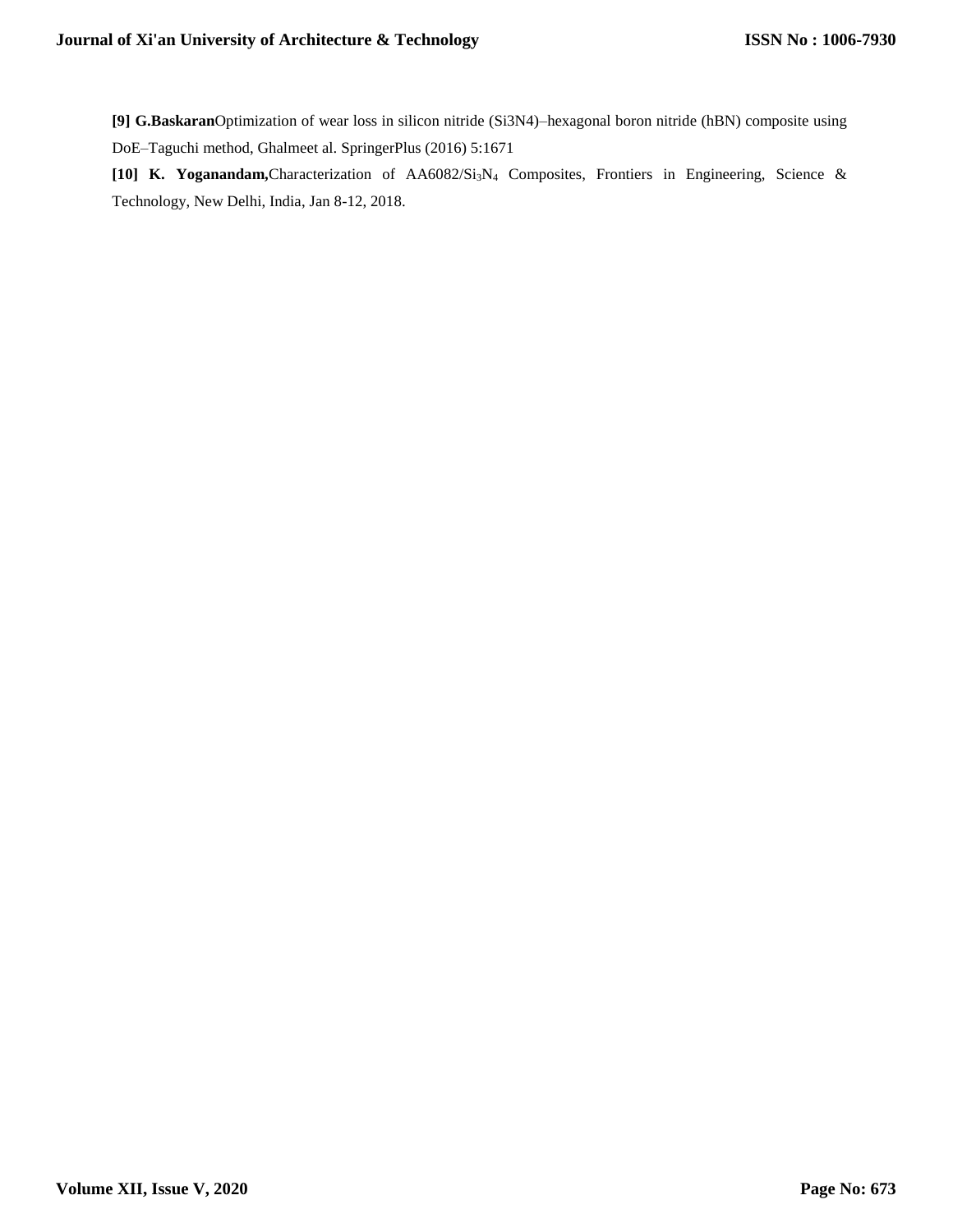**[9] G.Baskaran**Optimization of wear loss in silicon nitride (Si3N4)–hexagonal boron nitride (hBN) composite using DoE–Taguchi method, Ghalmeet al. SpringerPlus (2016) 5:1671

**[10] K. Yoganandam,**Characterization of AA6082/$Si_3N_4$ Composites, Frontiers in Engineering, Science & Technology, New Delhi, India, Jan 8-12, 2018.